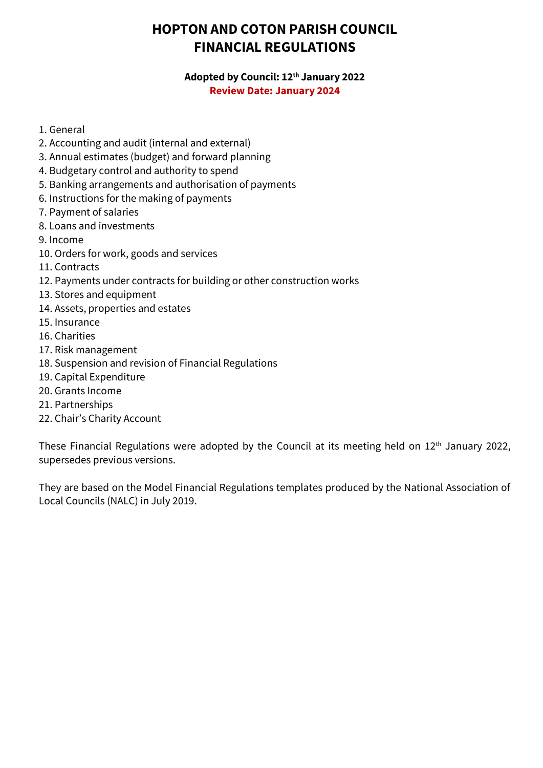# HOPTON AND COTON PARISH COUNCIL
# FINANCIAL REGULATIONS

**Adopted by Council: 12th January 2022**
**Review Date: January 2024**

1. General
2. Accounting and audit (internal and external)
3. Annual estimates (budget) and forward planning
4. Budgetary control and authority to spend
5. Banking arrangements and authorisation of payments
6. Instructions for the making of payments
7. Payment of salaries
8. Loans and investments
9. Income
10. Orders for work, goods and services
11. Contracts
12. Payments under contracts for building or other construction works
13. Stores and equipment
14. Assets, properties and estates
15. Insurance
16. Charities
17. Risk management
18. Suspension and revision of Financial Regulations
19. Capital Expenditure
20. Grants Income
21. Partnerships
22. Chair's Charity Account

These Financial Regulations were adopted by the Council at its meeting held on 12th January 2022, supersedes previous versions.

They are based on the Model Financial Regulations templates produced by the National Association of Local Councils (NALC) in July 2019.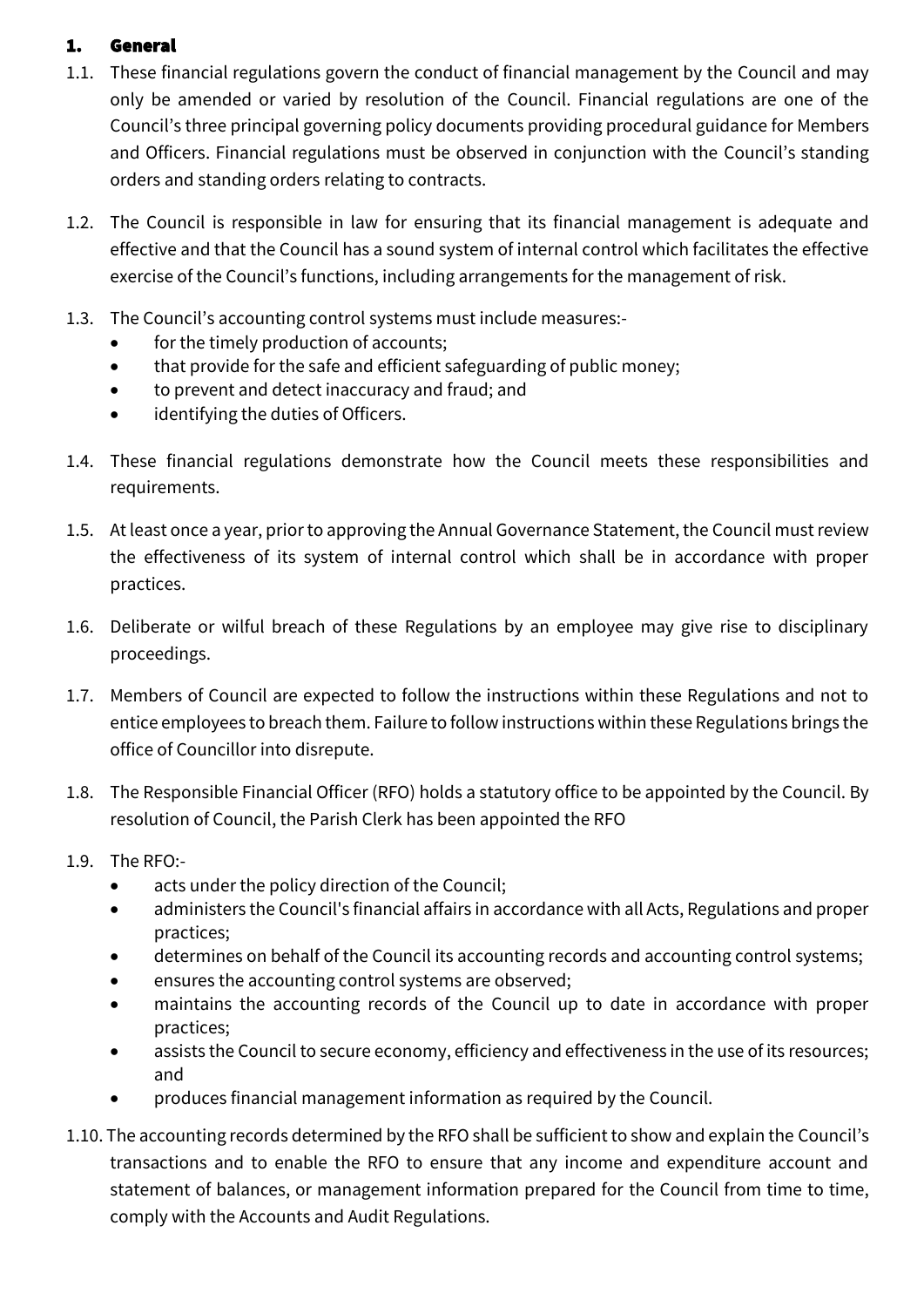# 1. General

1.1. These financial regulations govern the conduct of financial management by the Council and may only be amended or varied by resolution of the Council. Financial regulations are one of the Council's three principal governing policy documents providing procedural guidance for Members and Officers. Financial regulations must be observed in conjunction with the Council's standing orders and standing orders relating to contracts.

1.2. The Council is responsible in law for ensuring that its financial management is adequate and effective and that the Council has a sound system of internal control which facilitates the effective exercise of the Council's functions, including arrangements for the management of risk.

1.3. The Council's accounting control systems must include measures:-

- for the timely production of accounts;
- that provide for the safe and efficient safeguarding of public money;
- to prevent and detect inaccuracy and fraud; and
- identifying the duties of Officers.

1.4. These financial regulations demonstrate how the Council meets these responsibilities and requirements.

1.5. At least once a year, prior to approving the Annual Governance Statement, the Council must review the effectiveness of its system of internal control which shall be in accordance with proper practices.

1.6. Deliberate or wilful breach of these Regulations by an employee may give rise to disciplinary proceedings.

1.7. Members of Council are expected to follow the instructions within these Regulations and not to entice employees to breach them. Failure to follow instructions within these Regulations brings the office of Councillor into disrepute.

1.8. The Responsible Financial Officer (RFO) holds a statutory office to be appointed by the Council. By resolution of Council, the Parish Clerk has been appointed the RFO

1.9. The RFO:-

- acts under the policy direction of the Council;
- administers the Council's financial affairs in accordance with all Acts, Regulations and proper practices;
- determines on behalf of the Council its accounting records and accounting control systems;
- ensures the accounting control systems are observed;
- maintains the accounting records of the Council up to date in accordance with proper practices;
- assists the Council to secure economy, efficiency and effectiveness in the use of its resources; and
- produces financial management information as required by the Council.

1.10. The accounting records determined by the RFO shall be sufficient to show and explain the Council's transactions and to enable the RFO to ensure that any income and expenditure account and statement of balances, or management information prepared for the Council from time to time, comply with the Accounts and Audit Regulations.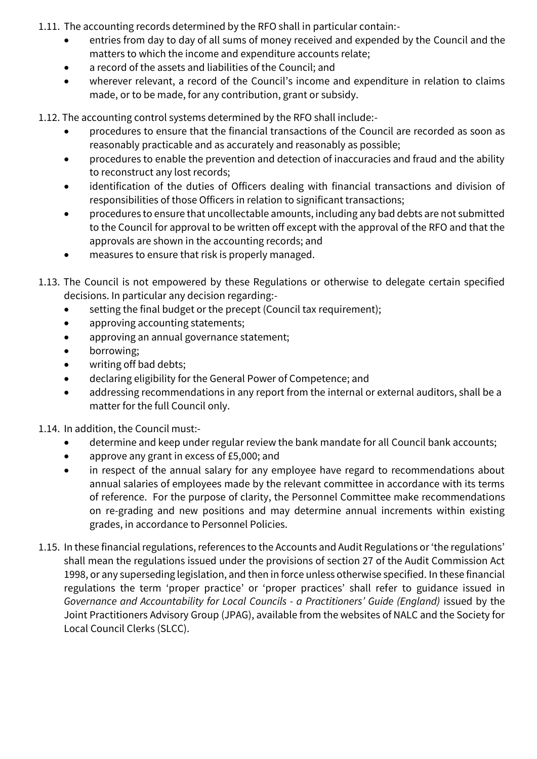1.11. The accounting records determined by the RFO shall in particular contain:-

- entries from day to day of all sums of money received and expended by the Council and the matters to which the income and expenditure accounts relate;
- a record of the assets and liabilities of the Council; and
- wherever relevant, a record of the Council's income and expenditure in relation to claims made, or to be made, for any contribution, grant or subsidy.

1.12. The accounting control systems determined by the RFO shall include:-

- procedures to ensure that the financial transactions of the Council are recorded as soon as reasonably practicable and as accurately and reasonably as possible;
- procedures to enable the prevention and detection of inaccuracies and fraud and the ability to reconstruct any lost records;
- identification of the duties of Officers dealing with financial transactions and division of responsibilities of those Officers in relation to significant transactions;
- procedures to ensure that uncollectable amounts, including any bad debts are not submitted to the Council for approval to be written off except with the approval of the RFO and that the approvals are shown in the accounting records; and
- measures to ensure that risk is properly managed.

1.13. The Council is not empowered by these Regulations or otherwise to delegate certain specified decisions. In particular any decision regarding:-

- setting the final budget or the precept (Council tax requirement);
- approving accounting statements;
- approving an annual governance statement;
- borrowing;
- writing off bad debts;
- declaring eligibility for the General Power of Competence; and
- addressing recommendations in any report from the internal or external auditors, shall be a matter for the full Council only.

1.14. In addition, the Council must:-

- determine and keep under regular review the bank mandate for all Council bank accounts;
- approve any grant in excess of £5,000; and
- in respect of the annual salary for any employee have regard to recommendations about annual salaries of employees made by the relevant committee in accordance with its terms of reference. For the purpose of clarity, the Personnel Committee make recommendations on re-grading and new positions and may determine annual increments within existing grades, in accordance to Personnel Policies.

1.15. In these financial regulations, references to the Accounts and Audit Regulations or 'the regulations' shall mean the regulations issued under the provisions of section 27 of the Audit Commission Act 1998, or any superseding legislation, and then in force unless otherwise specified. In these financial regulations the term 'proper practice' or 'proper practices' shall refer to guidance issued in *Governance and Accountability for Local Councils - a Practitioners' Guide (England)* issued by the Joint Practitioners Advisory Group (JPAG), available from the websites of NALC and the Society for Local Council Clerks (SLCC).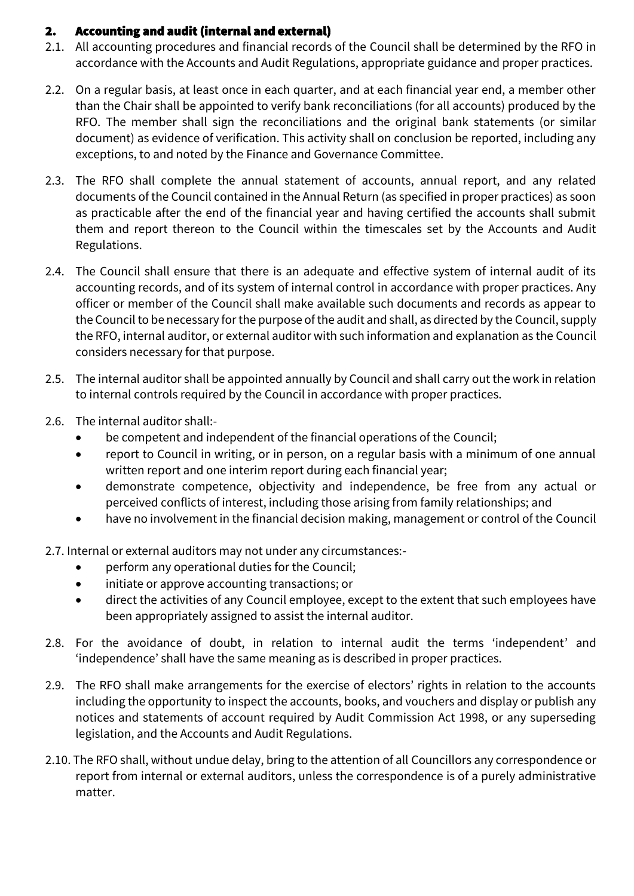## 2. Accounting and audit (internal and external)

2.1. All accounting procedures and financial records of the Council shall be determined by the RFO in accordance with the Accounts and Audit Regulations, appropriate guidance and proper practices.

2.2. On a regular basis, at least once in each quarter, and at each financial year end, a member other than the Chair shall be appointed to verify bank reconciliations (for all accounts) produced by the RFO. The member shall sign the reconciliations and the original bank statements (or similar document) as evidence of verification. This activity shall on conclusion be reported, including any exceptions, to and noted by the Finance and Governance Committee.

2.3. The RFO shall complete the annual statement of accounts, annual report, and any related documents of the Council contained in the Annual Return (as specified in proper practices) as soon as practicable after the end of the financial year and having certified the accounts shall submit them and report thereon to the Council within the timescales set by the Accounts and Audit Regulations.

2.4. The Council shall ensure that there is an adequate and effective system of internal audit of its accounting records, and of its system of internal control in accordance with proper practices. Any officer or member of the Council shall make available such documents and records as appear to the Council to be necessary for the purpose of the audit and shall, as directed by the Council, supply the RFO, internal auditor, or external auditor with such information and explanation as the Council considers necessary for that purpose.

2.5. The internal auditor shall be appointed annually by Council and shall carry out the work in relation to internal controls required by the Council in accordance with proper practices.

2.6. The internal auditor shall:-

- be competent and independent of the financial operations of the Council;
- report to Council in writing, or in person, on a regular basis with a minimum of one annual written report and one interim report during each financial year;
- demonstrate competence, objectivity and independence, be free from any actual or perceived conflicts of interest, including those arising from family relationships; and
- have no involvement in the financial decision making, management or control of the Council

2.7. Internal or external auditors may not under any circumstances:-

- perform any operational duties for the Council;
- initiate or approve accounting transactions; or
- direct the activities of any Council employee, except to the extent that such employees have been appropriately assigned to assist the internal auditor.

2.8. For the avoidance of doubt, in relation to internal audit the terms 'independent' and 'independence' shall have the same meaning as is described in proper practices.

2.9. The RFO shall make arrangements for the exercise of electors' rights in relation to the accounts including the opportunity to inspect the accounts, books, and vouchers and display or publish any notices and statements of account required by Audit Commission Act 1998, or any superseding legislation, and the Accounts and Audit Regulations.

2.10. The RFO shall, without undue delay, bring to the attention of all Councillors any correspondence or report from internal or external auditors, unless the correspondence is of a purely administrative matter.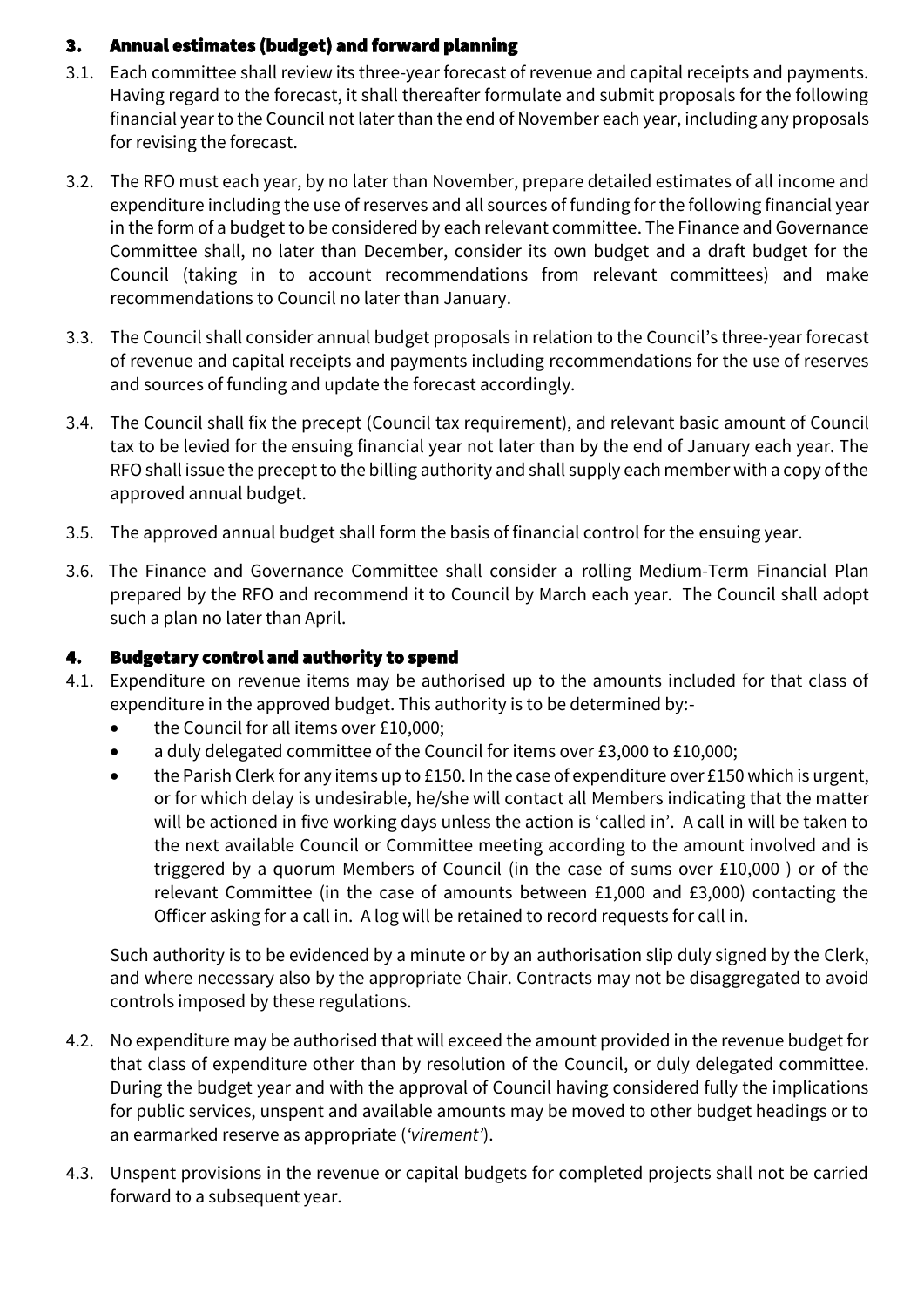## 3. Annual estimates (budget) and forward planning

3.1. Each committee shall review its three-year forecast of revenue and capital receipts and payments. Having regard to the forecast, it shall thereafter formulate and submit proposals for the following financial year to the Council not later than the end of November each year, including any proposals for revising the forecast.

3.2. The RFO must each year, by no later than November, prepare detailed estimates of all income and expenditure including the use of reserves and all sources of funding for the following financial year in the form of a budget to be considered by each relevant committee. The Finance and Governance Committee shall, no later than December, consider its own budget and a draft budget for the Council (taking in to account recommendations from relevant committees) and make recommendations to Council no later than January.

3.3. The Council shall consider annual budget proposals in relation to the Council's three-year forecast of revenue and capital receipts and payments including recommendations for the use of reserves and sources of funding and update the forecast accordingly.

3.4. The Council shall fix the precept (Council tax requirement), and relevant basic amount of Council tax to be levied for the ensuing financial year not later than by the end of January each year. The RFO shall issue the precept to the billing authority and shall supply each member with a copy of the approved annual budget.

3.5. The approved annual budget shall form the basis of financial control for the ensuing year.

3.6. The Finance and Governance Committee shall consider a rolling Medium-Term Financial Plan prepared by the RFO and recommend it to Council by March each year. The Council shall adopt such a plan no later than April.

## 4. Budgetary control and authority to spend

4.1. Expenditure on revenue items may be authorised up to the amounts included for that class of expenditure in the approved budget. This authority is to be determined by:-

- the Council for all items over £10,000;
- a duly delegated committee of the Council for items over £3,000 to £10,000;
- the Parish Clerk for any items up to £150. In the case of expenditure over £150 which is urgent, or for which delay is undesirable, he/she will contact all Members indicating that the matter will be actioned in five working days unless the action is 'called in'. A call in will be taken to the next available Council or Committee meeting according to the amount involved and is triggered by a quorum Members of Council (in the case of sums over £10,000 ) or of the relevant Committee (in the case of amounts between £1,000 and £3,000) contacting the Officer asking for a call in. A log will be retained to record requests for call in.

Such authority is to be evidenced by a minute or by an authorisation slip duly signed by the Clerk, and where necessary also by the appropriate Chair. Contracts may not be disaggregated to avoid controls imposed by these regulations.

4.2. No expenditure may be authorised that will exceed the amount provided in the revenue budget for that class of expenditure other than by resolution of the Council, or duly delegated committee. During the budget year and with the approval of Council having considered fully the implications for public services, unspent and available amounts may be moved to other budget headings or to an earmarked reserve as appropriate (*'virement'*).

4.3. Unspent provisions in the revenue or capital budgets for completed projects shall not be carried forward to a subsequent year.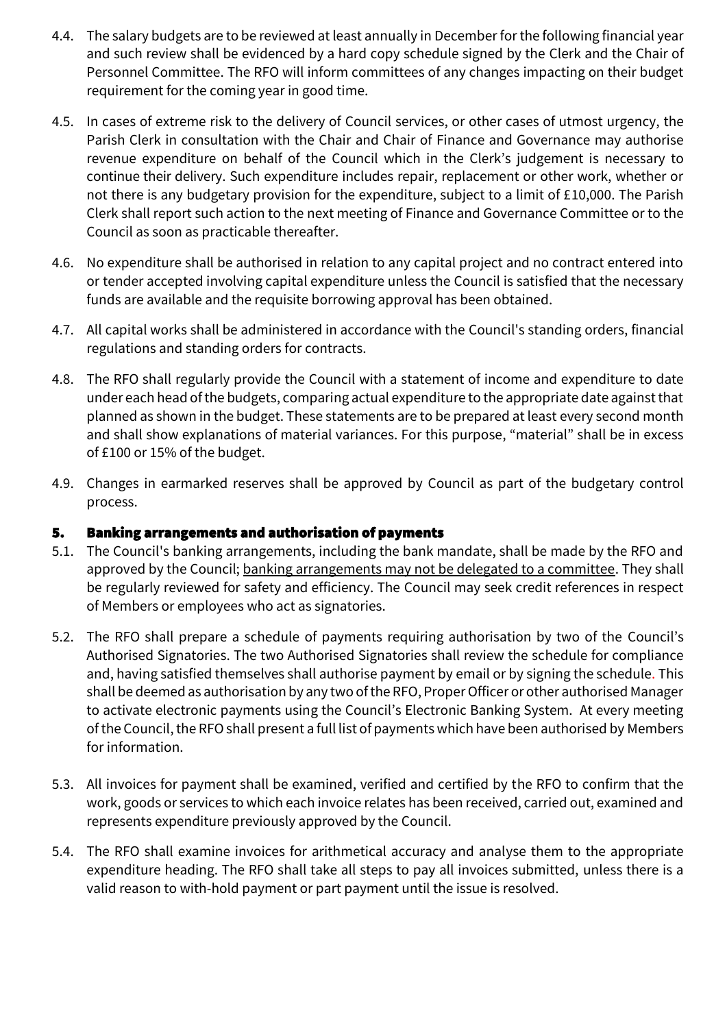4.4. The salary budgets are to be reviewed at least annually in December for the following financial year and such review shall be evidenced by a hard copy schedule signed by the Clerk and the Chair of Personnel Committee. The RFO will inform committees of any changes impacting on their budget requirement for the coming year in good time.

4.5. In cases of extreme risk to the delivery of Council services, or other cases of utmost urgency, the Parish Clerk in consultation with the Chair and Chair of Finance and Governance may authorise revenue expenditure on behalf of the Council which in the Clerk's judgement is necessary to continue their delivery. Such expenditure includes repair, replacement or other work, whether or not there is any budgetary provision for the expenditure, subject to a limit of £10,000. The Parish Clerk shall report such action to the next meeting of Finance and Governance Committee or to the Council as soon as practicable thereafter.

4.6. No expenditure shall be authorised in relation to any capital project and no contract entered into or tender accepted involving capital expenditure unless the Council is satisfied that the necessary funds are available and the requisite borrowing approval has been obtained.

4.7. All capital works shall be administered in accordance with the Council's standing orders, financial regulations and standing orders for contracts.

4.8. The RFO shall regularly provide the Council with a statement of income and expenditure to date under each head of the budgets, comparing actual expenditure to the appropriate date against that planned as shown in the budget. These statements are to be prepared at least every second month and shall show explanations of material variances. For this purpose, "material" shall be in excess of £100 or 15% of the budget.

4.9. Changes in earmarked reserves shall be approved by Council as part of the budgetary control process.

## 5. Banking arrangements and authorisation of payments

5.1. The Council's banking arrangements, including the bank mandate, shall be made by the RFO and approved by the Council; banking arrangements may not be delegated to a committee. They shall be regularly reviewed for safety and efficiency. The Council may seek credit references in respect of Members or employees who act as signatories.

5.2. The RFO shall prepare a schedule of payments requiring authorisation by two of the Council's Authorised Signatories. The two Authorised Signatories shall review the schedule for compliance and, having satisfied themselves shall authorise payment by email or by signing the schedule. This shall be deemed as authorisation by any two of the RFO, Proper Officer or other authorised Manager to activate electronic payments using the Council's Electronic Banking System. At every meeting of the Council, the RFO shall present a full list of payments which have been authorised by Members for information.

5.3. All invoices for payment shall be examined, verified and certified by the RFO to confirm that the work, goods or services to which each invoice relates has been received, carried out, examined and represents expenditure previously approved by the Council.

5.4. The RFO shall examine invoices for arithmetical accuracy and analyse them to the appropriate expenditure heading. The RFO shall take all steps to pay all invoices submitted, unless there is a valid reason to with-hold payment or part payment until the issue is resolved.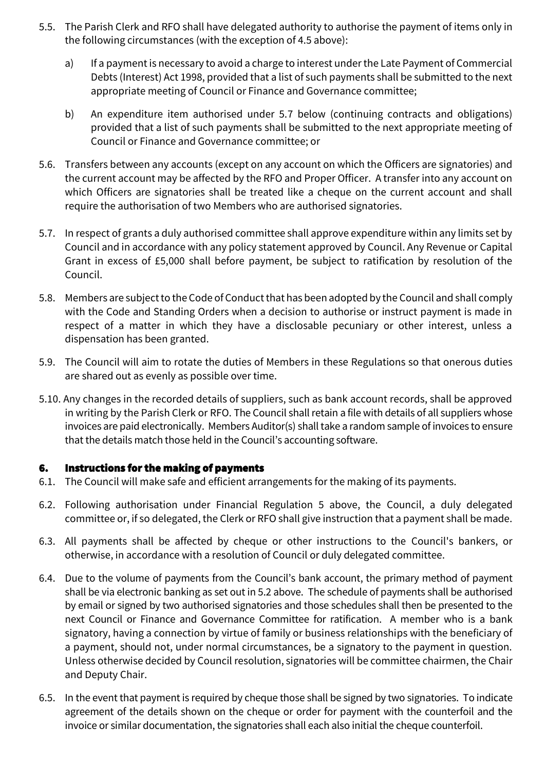5.5. The Parish Clerk and RFO shall have delegated authority to authorise the payment of items only in the following circumstances (with the exception of 4.5 above):

a) If a payment is necessary to avoid a charge to interest under the Late Payment of Commercial Debts (Interest) Act 1998, provided that a list of such payments shall be submitted to the next appropriate meeting of Council or Finance and Governance committee;

b) An expenditure item authorised under 5.7 below (continuing contracts and obligations) provided that a list of such payments shall be submitted to the next appropriate meeting of Council or Finance and Governance committee; or

5.6. Transfers between any accounts (except on any account on which the Officers are signatories) and the current account may be affected by the RFO and Proper Officer. A transfer into any account on which Officers are signatories shall be treated like a cheque on the current account and shall require the authorisation of two Members who are authorised signatories.

5.7. In respect of grants a duly authorised committee shall approve expenditure within any limits set by Council and in accordance with any policy statement approved by Council. Any Revenue or Capital Grant in excess of £5,000 shall before payment, be subject to ratification by resolution of the Council.

5.8. Members are subject to the Code of Conduct that has been adopted by the Council and shall comply with the Code and Standing Orders when a decision to authorise or instruct payment is made in respect of a matter in which they have a disclosable pecuniary or other interest, unless a dispensation has been granted.

5.9. The Council will aim to rotate the duties of Members in these Regulations so that onerous duties are shared out as evenly as possible over time.

5.10. Any changes in the recorded details of suppliers, such as bank account records, shall be approved in writing by the Parish Clerk or RFO. The Council shall retain a file with details of all suppliers whose invoices are paid electronically. Members Auditor(s) shall take a random sample of invoices to ensure that the details match those held in the Council's accounting software.

## 6. Instructions for the making of payments

6.1. The Council will make safe and efficient arrangements for the making of its payments.

6.2. Following authorisation under Financial Regulation 5 above, the Council, a duly delegated committee or, if so delegated, the Clerk or RFO shall give instruction that a payment shall be made.

6.3. All payments shall be affected by cheque or other instructions to the Council's bankers, or otherwise, in accordance with a resolution of Council or duly delegated committee.

6.4. Due to the volume of payments from the Council's bank account, the primary method of payment shall be via electronic banking as set out in 5.2 above. The schedule of payments shall be authorised by email or signed by two authorised signatories and those schedules shall then be presented to the next Council or Finance and Governance Committee for ratification. A member who is a bank signatory, having a connection by virtue of family or business relationships with the beneficiary of a payment, should not, under normal circumstances, be a signatory to the payment in question. Unless otherwise decided by Council resolution, signatories will be committee chairmen, the Chair and Deputy Chair.

6.5. In the event that payment is required by cheque those shall be signed by two signatories. To indicate agreement of the details shown on the cheque or order for payment with the counterfoil and the invoice or similar documentation, the signatories shall each also initial the cheque counterfoil.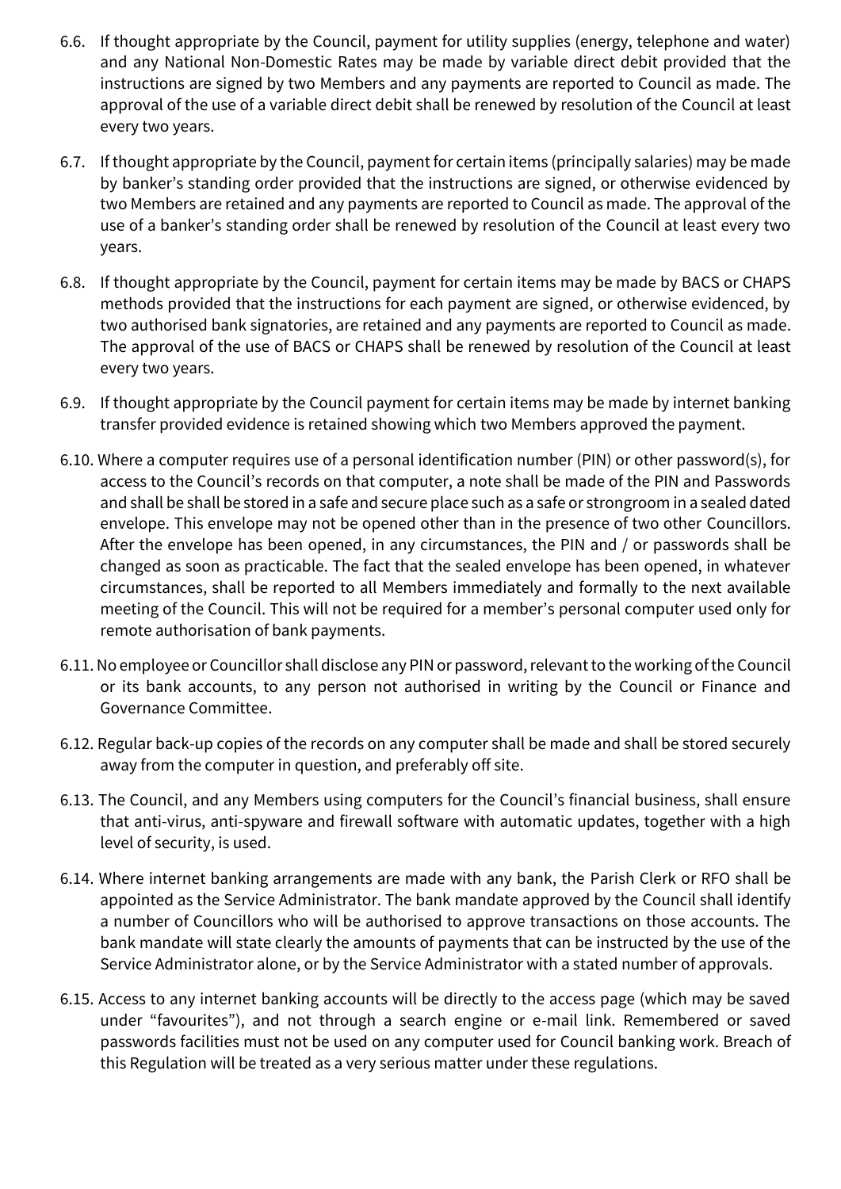6.6. If thought appropriate by the Council, payment for utility supplies (energy, telephone and water) and any National Non-Domestic Rates may be made by variable direct debit provided that the instructions are signed by two Members and any payments are reported to Council as made. The approval of the use of a variable direct debit shall be renewed by resolution of the Council at least every two years.

6.7. If thought appropriate by the Council, payment for certain items (principally salaries) may be made by banker's standing order provided that the instructions are signed, or otherwise evidenced by two Members are retained and any payments are reported to Council as made. The approval of the use of a banker's standing order shall be renewed by resolution of the Council at least every two years.

6.8. If thought appropriate by the Council, payment for certain items may be made by BACS or CHAPS methods provided that the instructions for each payment are signed, or otherwise evidenced, by two authorised bank signatories, are retained and any payments are reported to Council as made. The approval of the use of BACS or CHAPS shall be renewed by resolution of the Council at least every two years.

6.9. If thought appropriate by the Council payment for certain items may be made by internet banking transfer provided evidence is retained showing which two Members approved the payment.

6.10. Where a computer requires use of a personal identification number (PIN) or other password(s), for access to the Council's records on that computer, a note shall be made of the PIN and Passwords and shall be shall be stored in a safe and secure place such as a safe or strongroom in a sealed dated envelope. This envelope may not be opened other than in the presence of two other Councillors. After the envelope has been opened, in any circumstances, the PIN and / or passwords shall be changed as soon as practicable. The fact that the sealed envelope has been opened, in whatever circumstances, shall be reported to all Members immediately and formally to the next available meeting of the Council. This will not be required for a member's personal computer used only for remote authorisation of bank payments.

6.11. No employee or Councillor shall disclose any PIN or password, relevant to the working of the Council or its bank accounts, to any person not authorised in writing by the Council or Finance and Governance Committee.

6.12. Regular back-up copies of the records on any computer shall be made and shall be stored securely away from the computer in question, and preferably off site.

6.13. The Council, and any Members using computers for the Council's financial business, shall ensure that anti-virus, anti-spyware and firewall software with automatic updates, together with a high level of security, is used.

6.14. Where internet banking arrangements are made with any bank, the Parish Clerk or RFO shall be appointed as the Service Administrator. The bank mandate approved by the Council shall identify a number of Councillors who will be authorised to approve transactions on those accounts. The bank mandate will state clearly the amounts of payments that can be instructed by the use of the Service Administrator alone, or by the Service Administrator with a stated number of approvals.

6.15. Access to any internet banking accounts will be directly to the access page (which may be saved under "favourites"), and not through a search engine or e-mail link. Remembered or saved passwords facilities must not be used on any computer used for Council banking work. Breach of this Regulation will be treated as a very serious matter under these regulations.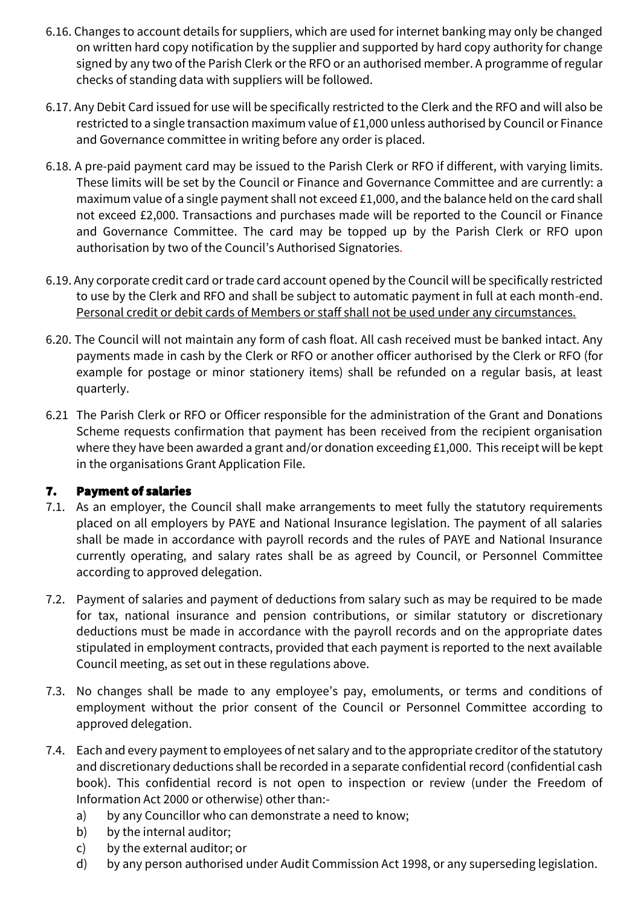6.16. Changes to account details for suppliers, which are used for internet banking may only be changed on written hard copy notification by the supplier and supported by hard copy authority for change signed by any two of the Parish Clerk or the RFO or an authorised member. A programme of regular checks of standing data with suppliers will be followed.

6.17. Any Debit Card issued for use will be specifically restricted to the Clerk and the RFO and will also be restricted to a single transaction maximum value of £1,000 unless authorised by Council or Finance and Governance committee in writing before any order is placed.

6.18. A pre-paid payment card may be issued to the Parish Clerk or RFO if different, with varying limits. These limits will be set by the Council or Finance and Governance Committee and are currently: a maximum value of a single payment shall not exceed £1,000, and the balance held on the card shall not exceed £2,000. Transactions and purchases made will be reported to the Council or Finance and Governance Committee. The card may be topped up by the Parish Clerk or RFO upon authorisation by two of the Council's Authorised Signatories.

6.19. Any corporate credit card or trade card account opened by the Council will be specifically restricted to use by the Clerk and RFO and shall be subject to automatic payment in full at each month-end. <u>Personal credit or debit cards of Members or staff shall not be used under any circumstances.</u>

6.20. The Council will not maintain any form of cash float. All cash received must be banked intact. Any payments made in cash by the Clerk or RFO or another officer authorised by the Clerk or RFO (for example for postage or minor stationery items) shall be refunded on a regular basis, at least quarterly.

6.21 The Parish Clerk or RFO or Officer responsible for the administration of the Grant and Donations Scheme requests confirmation that payment has been received from the recipient organisation where they have been awarded a grant and/or donation exceeding £1,000. This receipt will be kept in the organisations Grant Application File.

## 7. Payment of salaries

7.1. As an employer, the Council shall make arrangements to meet fully the statutory requirements placed on all employers by PAYE and National Insurance legislation. The payment of all salaries shall be made in accordance with payroll records and the rules of PAYE and National Insurance currently operating, and salary rates shall be as agreed by Council, or Personnel Committee according to approved delegation.

7.2. Payment of salaries and payment of deductions from salary such as may be required to be made for tax, national insurance and pension contributions, or similar statutory or discretionary deductions must be made in accordance with the payroll records and on the appropriate dates stipulated in employment contracts, provided that each payment is reported to the next available Council meeting, as set out in these regulations above.

7.3. No changes shall be made to any employee's pay, emoluments, or terms and conditions of employment without the prior consent of the Council or Personnel Committee according to approved delegation.

7.4. Each and every payment to employees of net salary and to the appropriate creditor of the statutory and discretionary deductions shall be recorded in a separate confidential record (confidential cash book). This confidential record is not open to inspection or review (under the Freedom of Information Act 2000 or otherwise) other than:-

   a) by any Councillor who can demonstrate a need to know;
   b) by the internal auditor;
   c) by the external auditor; or
   d) by any person authorised under Audit Commission Act 1998, or any superseding legislation.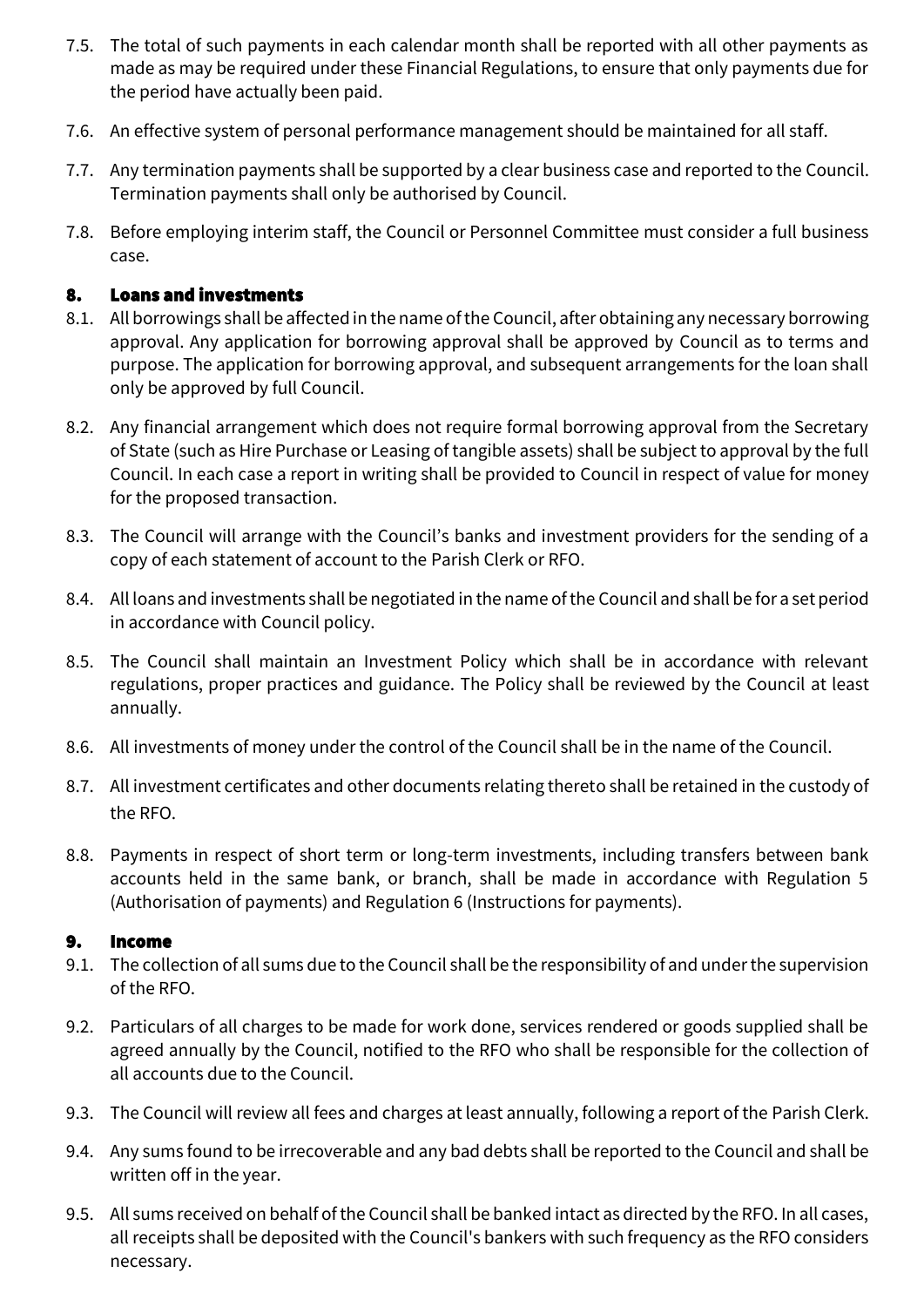7.5. The total of such payments in each calendar month shall be reported with all other payments as made as may be required under these Financial Regulations, to ensure that only payments due for the period have actually been paid.

7.6. An effective system of personal performance management should be maintained for all staff.

7.7. Any termination payments shall be supported by a clear business case and reported to the Council. Termination payments shall only be authorised by Council.

7.8. Before employing interim staff, the Council or Personnel Committee must consider a full business case.

## 8. Loans and investments

8.1. All borrowings shall be affected in the name of the Council, after obtaining any necessary borrowing approval. Any application for borrowing approval shall be approved by Council as to terms and purpose. The application for borrowing approval, and subsequent arrangements for the loan shall only be approved by full Council.

8.2. Any financial arrangement which does not require formal borrowing approval from the Secretary of State (such as Hire Purchase or Leasing of tangible assets) shall be subject to approval by the full Council. In each case a report in writing shall be provided to Council in respect of value for money for the proposed transaction.

8.3. The Council will arrange with the Council's banks and investment providers for the sending of a copy of each statement of account to the Parish Clerk or RFO.

8.4. All loans and investments shall be negotiated in the name of the Council and shall be for a set period in accordance with Council policy.

8.5. The Council shall maintain an Investment Policy which shall be in accordance with relevant regulations, proper practices and guidance. The Policy shall be reviewed by the Council at least annually.

8.6. All investments of money under the control of the Council shall be in the name of the Council.

8.7. All investment certificates and other documents relating thereto shall be retained in the custody of the RFO.

8.8. Payments in respect of short term or long-term investments, including transfers between bank accounts held in the same bank, or branch, shall be made in accordance with Regulation 5 (Authorisation of payments) and Regulation 6 (Instructions for payments).

## 9. Income

9.1. The collection of all sums due to the Council shall be the responsibility of and under the supervision of the RFO.

9.2. Particulars of all charges to be made for work done, services rendered or goods supplied shall be agreed annually by the Council, notified to the RFO who shall be responsible for the collection of all accounts due to the Council.

9.3. The Council will review all fees and charges at least annually, following a report of the Parish Clerk.

9.4. Any sums found to be irrecoverable and any bad debts shall be reported to the Council and shall be written off in the year.

9.5. All sums received on behalf of the Council shall be banked intact as directed by the RFO. In all cases, all receipts shall be deposited with the Council's bankers with such frequency as the RFO considers necessary.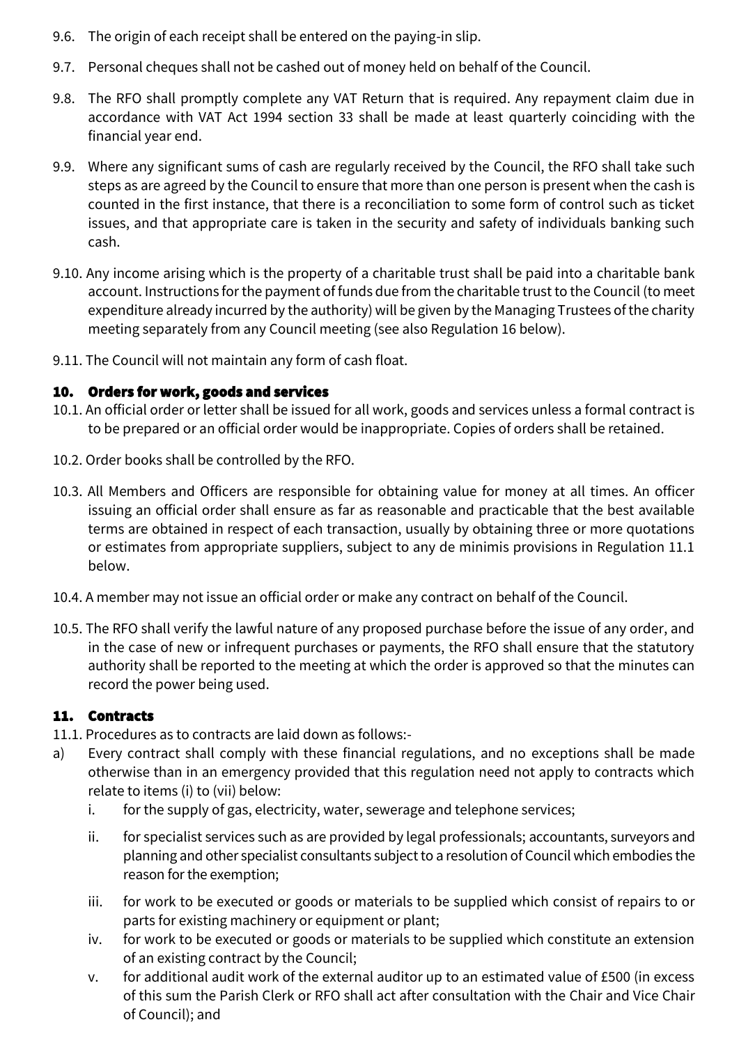9.6. The origin of each receipt shall be entered on the paying-in slip.

9.7. Personal cheques shall not be cashed out of money held on behalf of the Council.

9.8. The RFO shall promptly complete any VAT Return that is required. Any repayment claim due in accordance with VAT Act 1994 section 33 shall be made at least quarterly coinciding with the financial year end.

9.9. Where any significant sums of cash are regularly received by the Council, the RFO shall take such steps as are agreed by the Council to ensure that more than one person is present when the cash is counted in the first instance, that there is a reconciliation to some form of control such as ticket issues, and that appropriate care is taken in the security and safety of individuals banking such cash.

9.10. Any income arising which is the property of a charitable trust shall be paid into a charitable bank account. Instructions for the payment of funds due from the charitable trust to the Council (to meet expenditure already incurred by the authority) will be given by the Managing Trustees of the charity meeting separately from any Council meeting (see also Regulation 16 below).

9.11. The Council will not maintain any form of cash float.

## 10. Orders for work, goods and services

10.1. An official order or letter shall be issued for all work, goods and services unless a formal contract is to be prepared or an official order would be inappropriate. Copies of orders shall be retained.

10.2. Order books shall be controlled by the RFO.

10.3. All Members and Officers are responsible for obtaining value for money at all times. An officer issuing an official order shall ensure as far as reasonable and practicable that the best available terms are obtained in respect of each transaction, usually by obtaining three or more quotations or estimates from appropriate suppliers, subject to any de minimis provisions in Regulation 11.1 below.

10.4. A member may not issue an official order or make any contract on behalf of the Council.

10.5. The RFO shall verify the lawful nature of any proposed purchase before the issue of any order, and in the case of new or infrequent purchases or payments, the RFO shall ensure that the statutory authority shall be reported to the meeting at which the order is approved so that the minutes can record the power being used.

## 11. Contracts

11.1. Procedures as to contracts are laid down as follows:-

a) Every contract shall comply with these financial regulations, and no exceptions shall be made otherwise than in an emergency provided that this regulation need not apply to contracts which relate to items (i) to (vii) below:
   - i. for the supply of gas, electricity, water, sewerage and telephone services;
   - ii. for specialist services such as are provided by legal professionals; accountants, surveyors and planning and other specialist consultants subject to a resolution of Council which embodies the reason for the exemption;
   - iii. for work to be executed or goods or materials to be supplied which consist of repairs to or parts for existing machinery or equipment or plant;
   - iv. for work to be executed or goods or materials to be supplied which constitute an extension of an existing contract by the Council;
   - v. for additional audit work of the external auditor up to an estimated value of £500 (in excess of this sum the Parish Clerk or RFO shall act after consultation with the Chair and Vice Chair of Council); and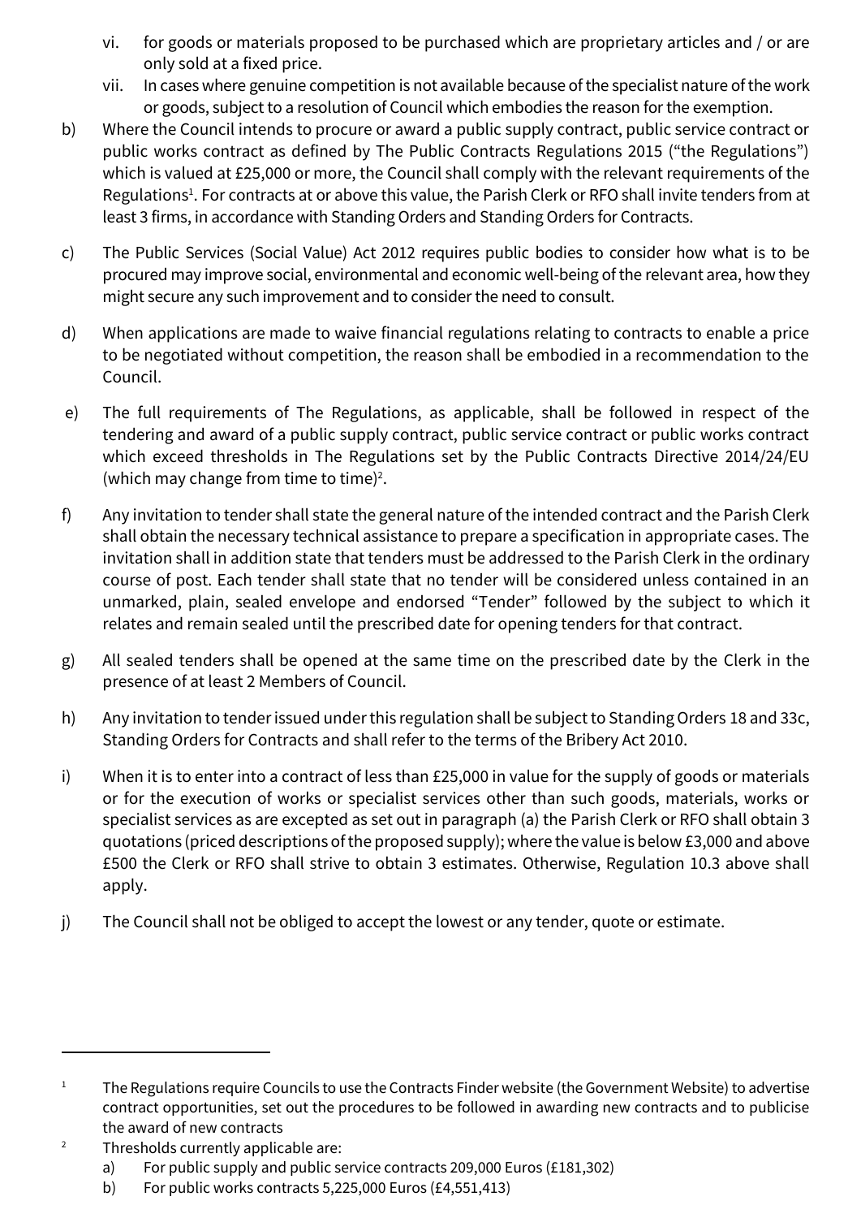vi. for goods or materials proposed to be purchased which are proprietary articles and / or are only sold at a fixed price.

vii. In cases where genuine competition is not available because of the specialist nature of the work or goods, subject to a resolution of Council which embodies the reason for the exemption.

b) Where the Council intends to procure or award a public supply contract, public service contract or public works contract as defined by The Public Contracts Regulations 2015 ("the Regulations") which is valued at £25,000 or more, the Council shall comply with the relevant requirements of the Regulations[1]. For contracts at or above this value, the Parish Clerk or RFO shall invite tenders from at least 3 firms, in accordance with Standing Orders and Standing Orders for Contracts.

c) The Public Services (Social Value) Act 2012 requires public bodies to consider how what is to be procured may improve social, environmental and economic well-being of the relevant area, how they might secure any such improvement and to consider the need to consult.

d) When applications are made to waive financial regulations relating to contracts to enable a price to be negotiated without competition, the reason shall be embodied in a recommendation to the Council.

e) The full requirements of The Regulations, as applicable, shall be followed in respect of the tendering and award of a public supply contract, public service contract or public works contract which exceed thresholds in The Regulations set by the Public Contracts Directive 2014/24/EU (which may change from time to time)[2].

f) Any invitation to tender shall state the general nature of the intended contract and the Parish Clerk shall obtain the necessary technical assistance to prepare a specification in appropriate cases. The invitation shall in addition state that tenders must be addressed to the Parish Clerk in the ordinary course of post. Each tender shall state that no tender will be considered unless contained in an unmarked, plain, sealed envelope and endorsed "Tender" followed by the subject to which it relates and remain sealed until the prescribed date for opening tenders for that contract.

g) All sealed tenders shall be opened at the same time on the prescribed date by the Clerk in the presence of at least 2 Members of Council.

h) Any invitation to tender issued under this regulation shall be subject to Standing Orders 18 and 33c, Standing Orders for Contracts and shall refer to the terms of the Bribery Act 2010.

i) When it is to enter into a contract of less than £25,000 in value for the supply of goods or materials or for the execution of works or specialist services other than such goods, materials, works or specialist services as are excepted as set out in paragraph (a) the Parish Clerk or RFO shall obtain 3 quotations (priced descriptions of the proposed supply); where the value is below £3,000 and above £500 the Clerk or RFO shall strive to obtain 3 estimates. Otherwise, Regulation 10.3 above shall apply.

j) The Council shall not be obliged to accept the lowest or any tender, quote or estimate.

---

[1] The Regulations require Councils to use the Contracts Finder website (the Government Website) to advertise contract opportunities, set out the procedures to be followed in awarding new contracts and to publicise the award of new contracts

[2] Thresholds currently applicable are:

a) For public supply and public service contracts 209,000 Euros (£181,302)

b) For public works contracts 5,225,000 Euros (£4,551,413)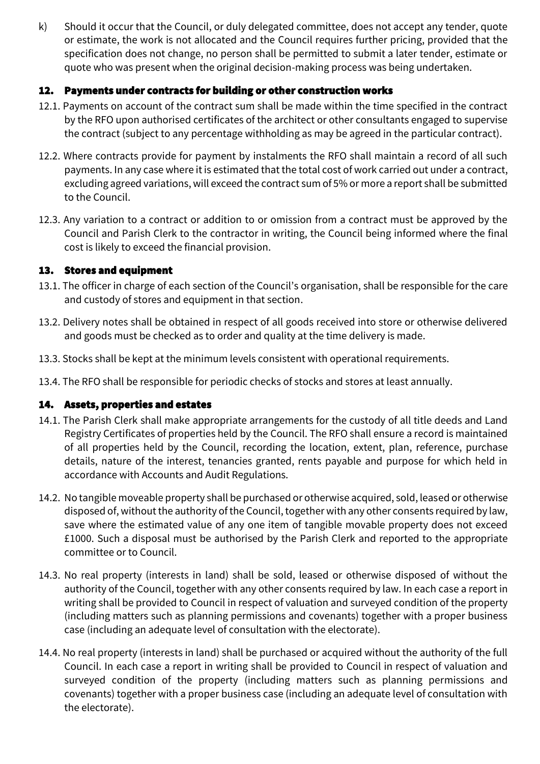k) Should it occur that the Council, or duly delegated committee, does not accept any tender, quote or estimate, the work is not allocated and the Council requires further pricing, provided that the specification does not change, no person shall be permitted to submit a later tender, estimate or quote who was present when the original decision-making process was being undertaken.

## 12. Payments under contracts for building or other construction works

12.1. Payments on account of the contract sum shall be made within the time specified in the contract by the RFO upon authorised certificates of the architect or other consultants engaged to supervise the contract (subject to any percentage withholding as may be agreed in the particular contract).

12.2. Where contracts provide for payment by instalments the RFO shall maintain a record of all such payments. In any case where it is estimated that the total cost of work carried out under a contract, excluding agreed variations, will exceed the contract sum of 5% or more a report shall be submitted to the Council.

12.3. Any variation to a contract or addition to or omission from a contract must be approved by the Council and Parish Clerk to the contractor in writing, the Council being informed where the final cost is likely to exceed the financial provision.

## 13. Stores and equipment

13.1. The officer in charge of each section of the Council's organisation, shall be responsible for the care and custody of stores and equipment in that section.

13.2. Delivery notes shall be obtained in respect of all goods received into store or otherwise delivered and goods must be checked as to order and quality at the time delivery is made.

13.3. Stocks shall be kept at the minimum levels consistent with operational requirements.

13.4. The RFO shall be responsible for periodic checks of stocks and stores at least annually.

## 14. Assets, properties and estates

14.1. The Parish Clerk shall make appropriate arrangements for the custody of all title deeds and Land Registry Certificates of properties held by the Council. The RFO shall ensure a record is maintained of all properties held by the Council, recording the location, extent, plan, reference, purchase details, nature of the interest, tenancies granted, rents payable and purpose for which held in accordance with Accounts and Audit Regulations.

14.2. No tangible moveable property shall be purchased or otherwise acquired, sold, leased or otherwise disposed of, without the authority of the Council, together with any other consents required by law, save where the estimated value of any one item of tangible movable property does not exceed £1000. Such a disposal must be authorised by the Parish Clerk and reported to the appropriate committee or to Council.

14.3. No real property (interests in land) shall be sold, leased or otherwise disposed of without the authority of the Council, together with any other consents required by law. In each case a report in writing shall be provided to Council in respect of valuation and surveyed condition of the property (including matters such as planning permissions and covenants) together with a proper business case (including an adequate level of consultation with the electorate).

14.4. No real property (interests in land) shall be purchased or acquired without the authority of the full Council. In each case a report in writing shall be provided to Council in respect of valuation and surveyed condition of the property (including matters such as planning permissions and covenants) together with a proper business case (including an adequate level of consultation with the electorate).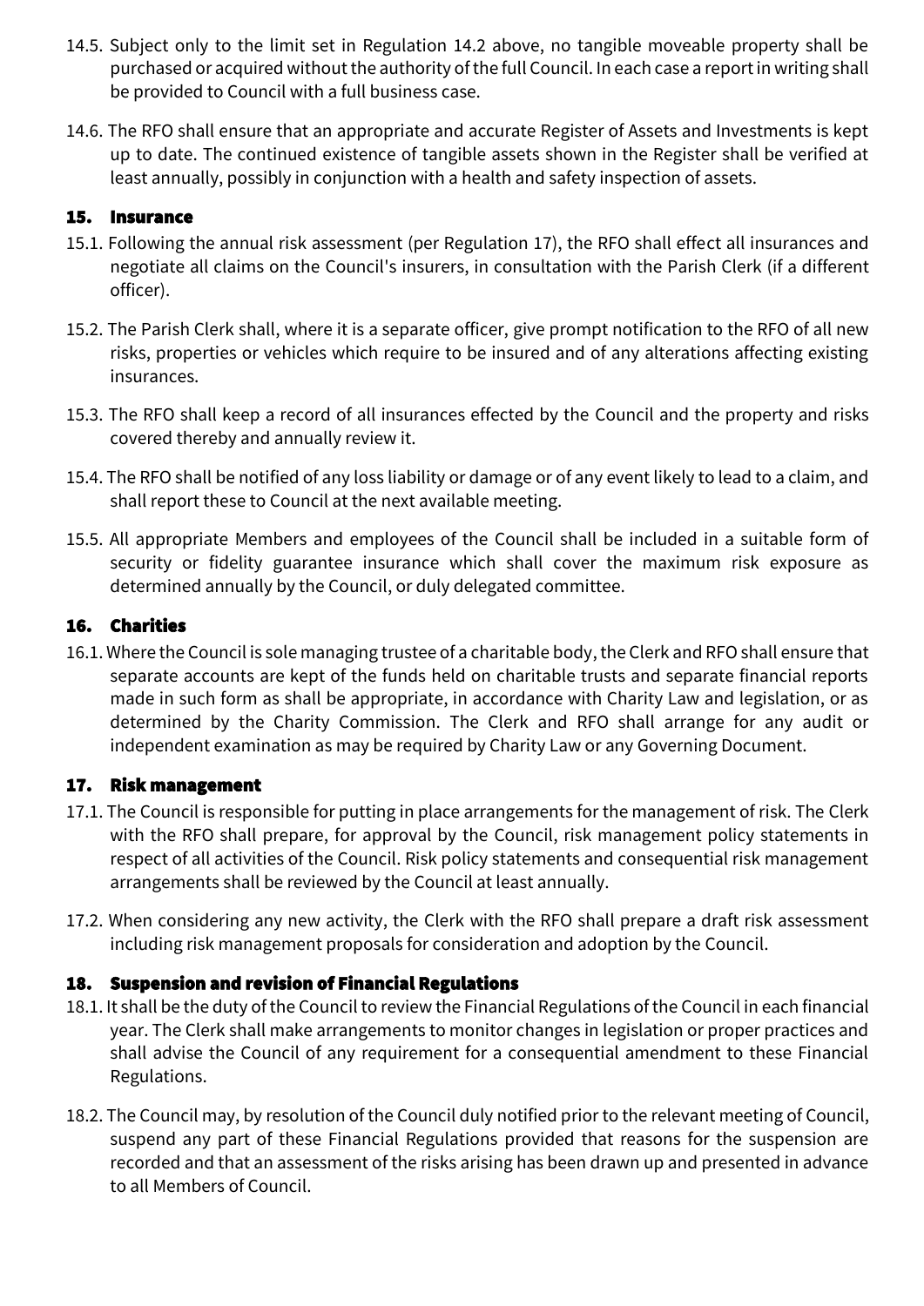14.5. Subject only to the limit set in Regulation 14.2 above, no tangible moveable property shall be purchased or acquired without the authority of the full Council. In each case a report in writing shall be provided to Council with a full business case.

14.6. The RFO shall ensure that an appropriate and accurate Register of Assets and Investments is kept up to date. The continued existence of tangible assets shown in the Register shall be verified at least annually, possibly in conjunction with a health and safety inspection of assets.

## 15. Insurance

15.1. Following the annual risk assessment (per Regulation 17), the RFO shall effect all insurances and negotiate all claims on the Council's insurers, in consultation with the Parish Clerk (if a different officer).

15.2. The Parish Clerk shall, where it is a separate officer, give prompt notification to the RFO of all new risks, properties or vehicles which require to be insured and of any alterations affecting existing insurances.

15.3. The RFO shall keep a record of all insurances effected by the Council and the property and risks covered thereby and annually review it.

15.4. The RFO shall be notified of any loss liability or damage or of any event likely to lead to a claim, and shall report these to Council at the next available meeting.

15.5. All appropriate Members and employees of the Council shall be included in a suitable form of security or fidelity guarantee insurance which shall cover the maximum risk exposure as determined annually by the Council, or duly delegated committee.

## 16. Charities

16.1. Where the Council is sole managing trustee of a charitable body, the Clerk and RFO shall ensure that separate accounts are kept of the funds held on charitable trusts and separate financial reports made in such form as shall be appropriate, in accordance with Charity Law and legislation, or as determined by the Charity Commission. The Clerk and RFO shall arrange for any audit or independent examination as may be required by Charity Law or any Governing Document.

## 17. Risk management

17.1. The Council is responsible for putting in place arrangements for the management of risk. The Clerk with the RFO shall prepare, for approval by the Council, risk management policy statements in respect of all activities of the Council. Risk policy statements and consequential risk management arrangements shall be reviewed by the Council at least annually.

17.2. When considering any new activity, the Clerk with the RFO shall prepare a draft risk assessment including risk management proposals for consideration and adoption by the Council.

## 18. Suspension and revision of Financial Regulations

18.1. It shall be the duty of the Council to review the Financial Regulations of the Council in each financial year. The Clerk shall make arrangements to monitor changes in legislation or proper practices and shall advise the Council of any requirement for a consequential amendment to these Financial Regulations.

18.2. The Council may, by resolution of the Council duly notified prior to the relevant meeting of Council, suspend any part of these Financial Regulations provided that reasons for the suspension are recorded and that an assessment of the risks arising has been drawn up and presented in advance to all Members of Council.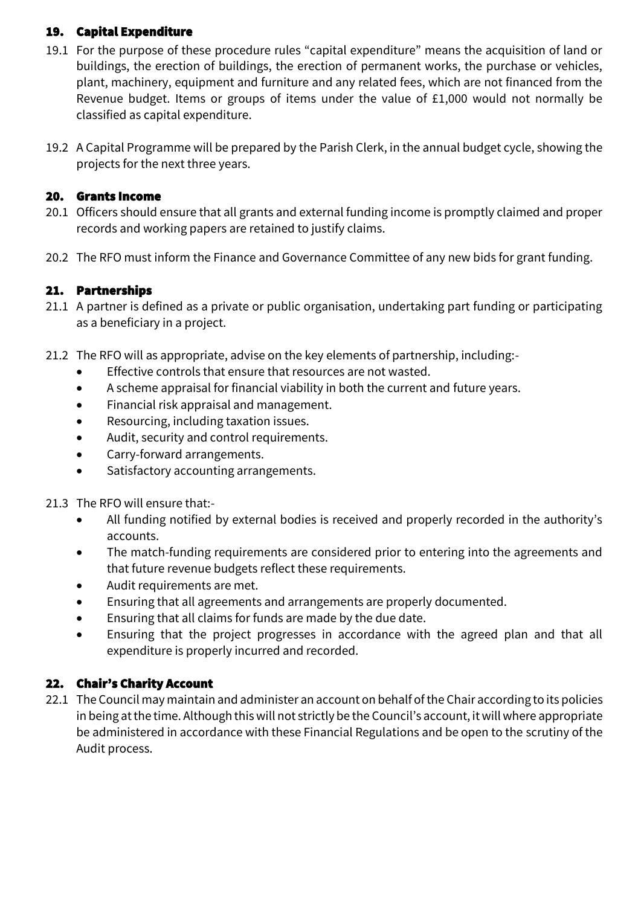## 19. Capital Expenditure

19.1 For the purpose of these procedure rules "capital expenditure" means the acquisition of land or buildings, the erection of buildings, the erection of permanent works, the purchase or vehicles, plant, machinery, equipment and furniture and any related fees, which are not financed from the Revenue budget. Items or groups of items under the value of £1,000 would not normally be classified as capital expenditure.

19.2 A Capital Programme will be prepared by the Parish Clerk, in the annual budget cycle, showing the projects for the next three years.

## 20. Grants Income

20.1 Officers should ensure that all grants and external funding income is promptly claimed and proper records and working papers are retained to justify claims.

20.2 The RFO must inform the Finance and Governance Committee of any new bids for grant funding.

## 21. Partnerships

21.1 A partner is defined as a private or public organisation, undertaking part funding or participating as a beneficiary in a project.

21.2 The RFO will as appropriate, advise on the key elements of partnership, including:-

- Effective controls that ensure that resources are not wasted.
- A scheme appraisal for financial viability in both the current and future years.
- Financial risk appraisal and management.
- Resourcing, including taxation issues.
- Audit, security and control requirements.
- Carry-forward arrangements.
- Satisfactory accounting arrangements.

21.3 The RFO will ensure that:-

- All funding notified by external bodies is received and properly recorded in the authority's accounts.
- The match-funding requirements are considered prior to entering into the agreements and that future revenue budgets reflect these requirements.
- Audit requirements are met.
- Ensuring that all agreements and arrangements are properly documented.
- Ensuring that all claims for funds are made by the due date.
- Ensuring that the project progresses in accordance with the agreed plan and that all expenditure is properly incurred and recorded.

## 22. Chair's Charity Account

22.1 The Council may maintain and administer an account on behalf of the Chair according to its policies in being at the time. Although this will not strictly be the Council's account, it will where appropriate be administered in accordance with these Financial Regulations and be open to the scrutiny of the Audit process.